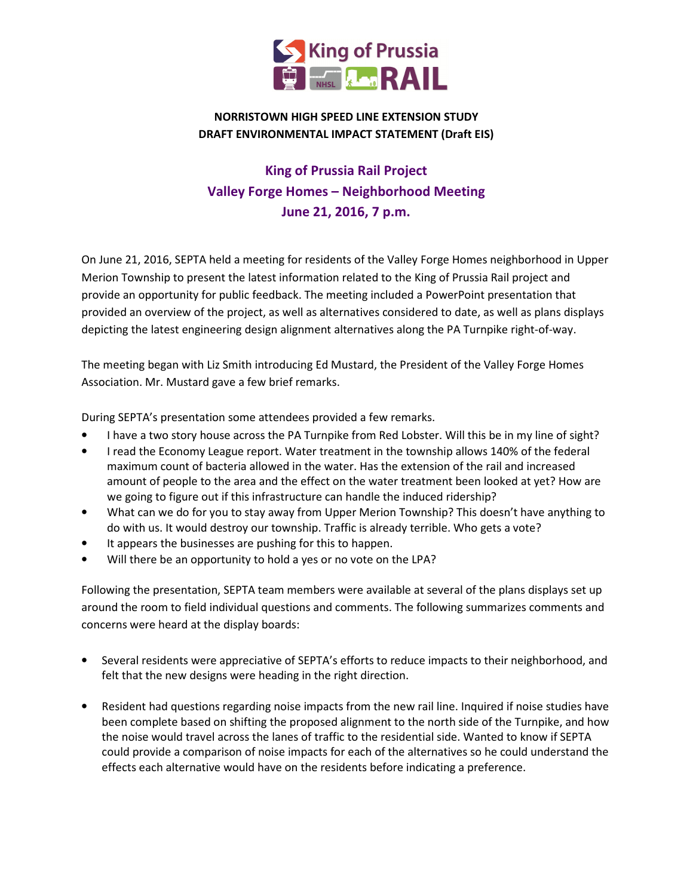King of Prussia RAIL

NHSL

**NORRISTOWN HIGH SPEED LINE EXTENSION STUDY**
**DRAFT ENVIRONMENTAL IMPACT STATEMENT (Draft EIS)**

## King of Prussia Rail Project
## Valley Forge Homes – Neighborhood Meeting
## June 21, 2016, 7 p.m.

On June 21, 2016, SEPTA held a meeting for residents of the Valley Forge Homes neighborhood in Upper Merion Township to present the latest information related to the King of Prussia Rail project and provide an opportunity for public feedback. The meeting included a PowerPoint presentation that provided an overview of the project, as well as alternatives considered to date, as well as plans displays depicting the latest engineering design alignment alternatives along the PA Turnpike right-of-way.

The meeting began with Liz Smith introducing Ed Mustard, the President of the Valley Forge Homes Association. Mr. Mustard gave a few brief remarks.

During SEPTA's presentation some attendees provided a few remarks.

- I have a two story house across the PA Turnpike from Red Lobster. Will this be in my line of sight?
- I read the Economy League report. Water treatment in the township allows 140% of the federal maximum count of bacteria allowed in the water. Has the extension of the rail and increased amount of people to the area and the effect on the water treatment been looked at yet? How are we going to figure out if this infrastructure can handle the induced ridership?
- What can we do for you to stay away from Upper Merion Township? This doesn't have anything to do with us. It would destroy our township. Traffic is already terrible. Who gets a vote?
- It appears the businesses are pushing for this to happen.
- Will there be an opportunity to hold a yes or no vote on the LPA?

Following the presentation, SEPTA team members were available at several of the plans displays set up around the room to field individual questions and comments. The following summarizes comments and concerns were heard at the display boards:

- Several residents were appreciative of SEPTA's efforts to reduce impacts to their neighborhood, and felt that the new designs were heading in the right direction.

- Resident had questions regarding noise impacts from the new rail line. Inquired if noise studies have been complete based on shifting the proposed alignment to the north side of the Turnpike, and how the noise would travel across the lanes of traffic to the residential side. Wanted to know if SEPTA could provide a comparison of noise impacts for each of the alternatives so he could understand the effects each alternative would have on the residents before indicating a preference.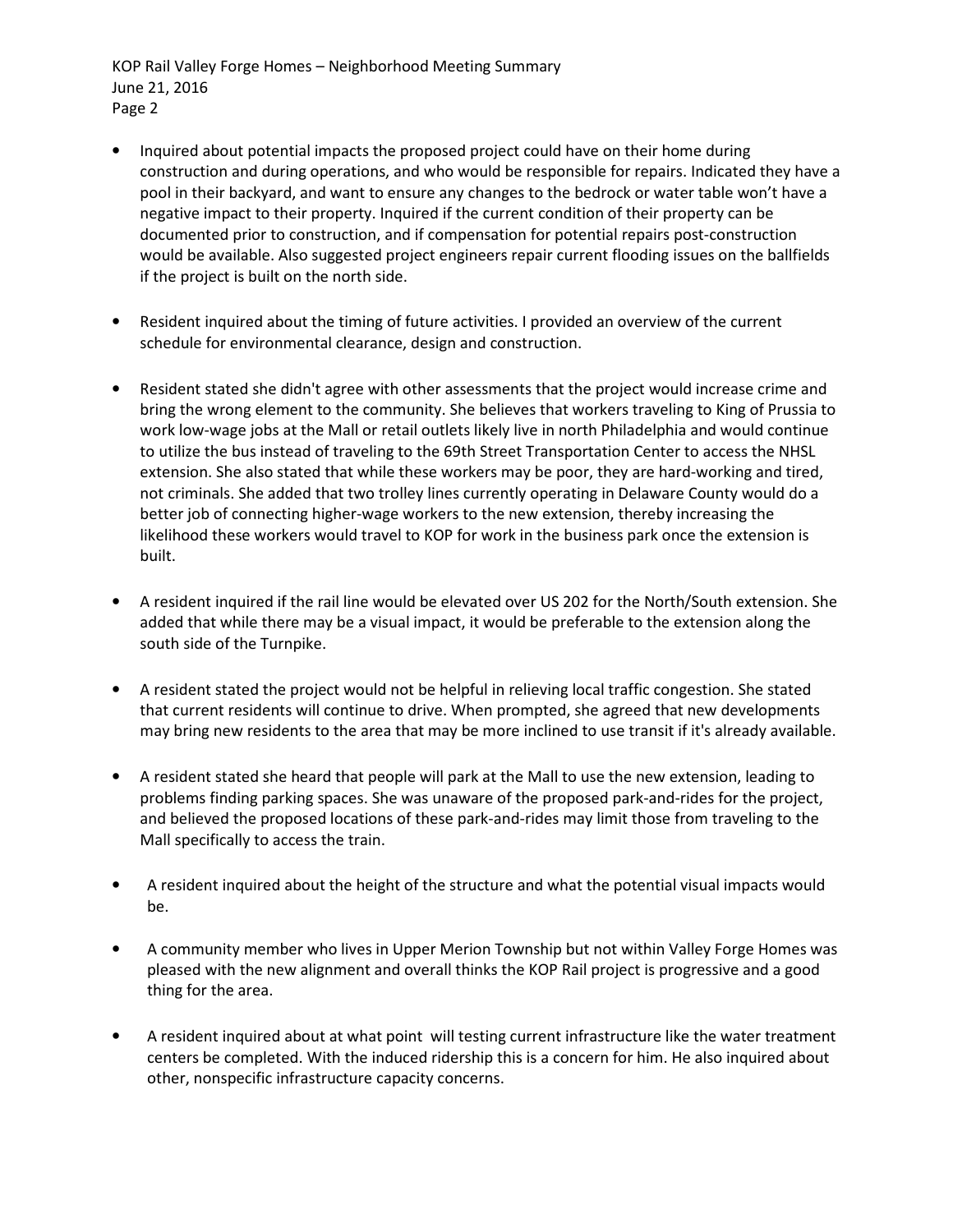- Inquired about potential impacts the proposed project could have on their home during construction and during operations, and who would be responsible for repairs. Indicated they have a pool in their backyard, and want to ensure any changes to the bedrock or water table won't have a negative impact to their property. Inquired if the current condition of their property can be documented prior to construction, and if compensation for potential repairs post-construction would be available. Also suggested project engineers repair current flooding issues on the ballfields if the project is built on the north side.

- Resident inquired about the timing of future activities. I provided an overview of the current schedule for environmental clearance, design and construction.

- Resident stated she didn't agree with other assessments that the project would increase crime and bring the wrong element to the community. She believes that workers traveling to King of Prussia to work low-wage jobs at the Mall or retail outlets likely live in north Philadelphia and would continue to utilize the bus instead of traveling to the 69th Street Transportation Center to access the NHSL extension. She also stated that while these workers may be poor, they are hard-working and tired, not criminals. She added that two trolley lines currently operating in Delaware County would do a better job of connecting higher-wage workers to the new extension, thereby increasing the likelihood these workers would travel to KOP for work in the business park once the extension is built.

- A resident inquired if the rail line would be elevated over US 202 for the North/South extension. She added that while there may be a visual impact, it would be preferable to the extension along the south side of the Turnpike.

- A resident stated the project would not be helpful in relieving local traffic congestion. She stated that current residents will continue to drive. When prompted, she agreed that new developments may bring new residents to the area that may be more inclined to use transit if it's already available.

- A resident stated she heard that people will park at the Mall to use the new extension, leading to problems finding parking spaces. She was unaware of the proposed park-and-rides for the project, and believed the proposed locations of these park-and-rides may limit those from traveling to the Mall specifically to access the train.

- A resident inquired about the height of the structure and what the potential visual impacts would be.

- A community member who lives in Upper Merion Township but not within Valley Forge Homes was pleased with the new alignment and overall thinks the KOP Rail project is progressive and a good thing for the area.

- A resident inquired about at what point will testing current infrastructure like the water treatment centers be completed. With the induced ridership this is a concern for him. He also inquired about other, nonspecific infrastructure capacity concerns.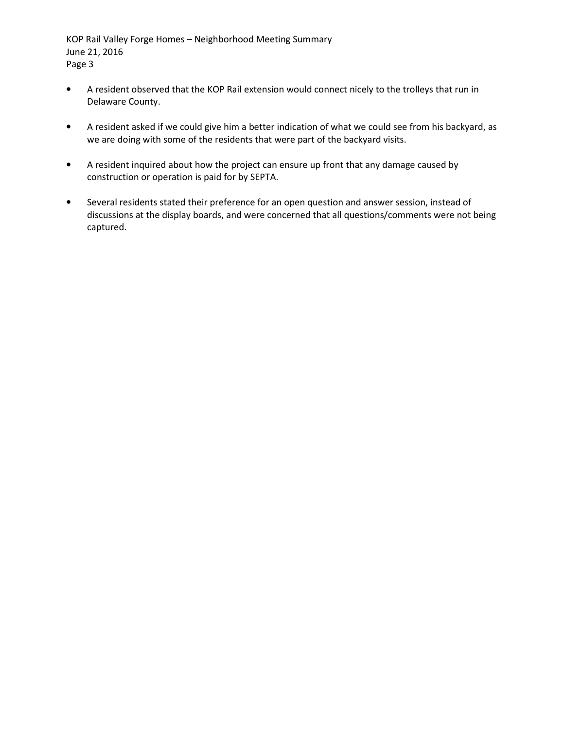- A resident observed that the KOP Rail extension would connect nicely to the trolleys that run in Delaware County.

- A resident asked if we could give him a better indication of what we could see from his backyard, as we are doing with some of the residents that were part of the backyard visits.

- A resident inquired about how the project can ensure up front that any damage caused by construction or operation is paid for by SEPTA.

- Several residents stated their preference for an open question and answer session, instead of discussions at the display boards, and were concerned that all questions/comments were not being captured.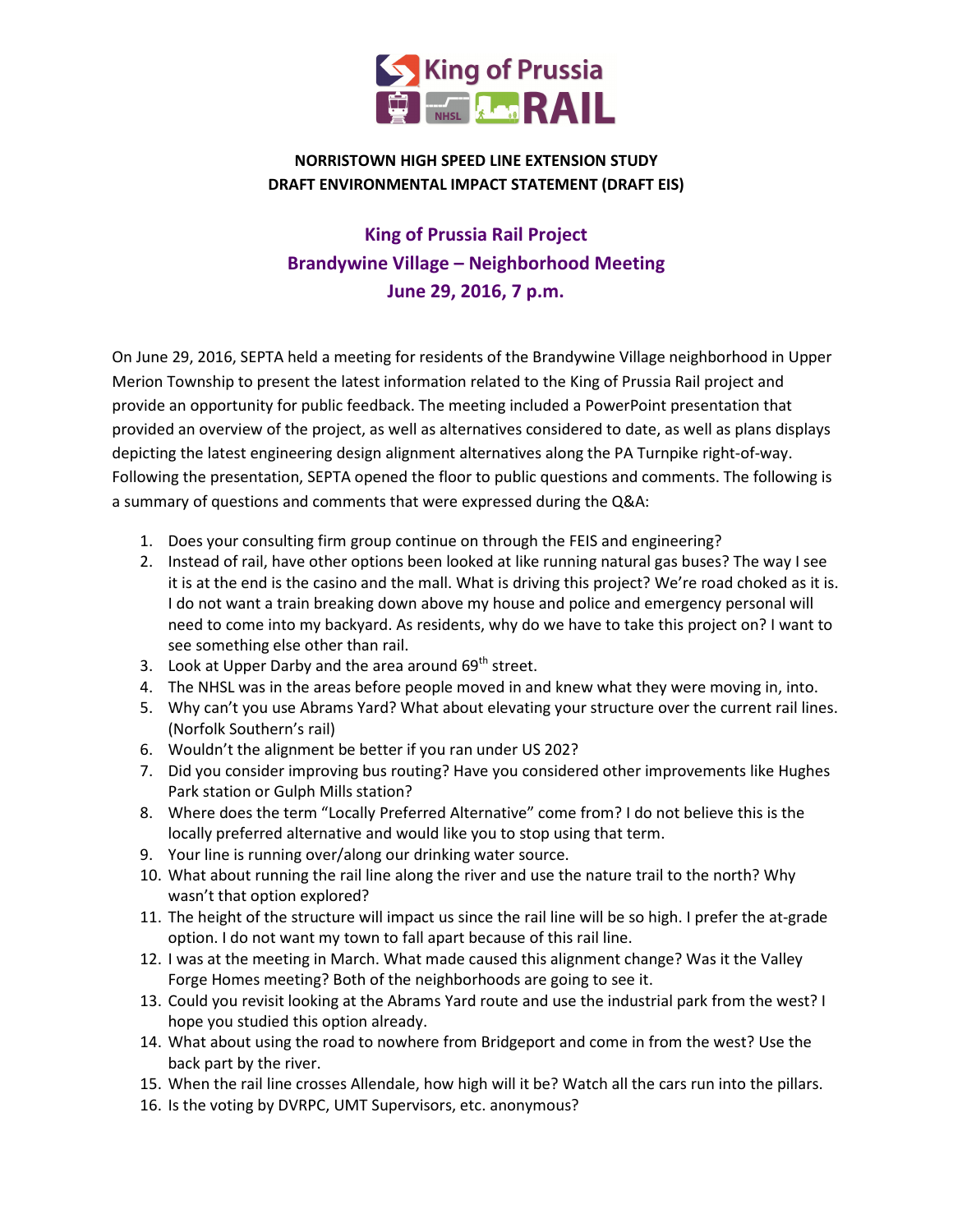**NORRISTOWN HIGH SPEED LINE EXTENSION STUDY**
**DRAFT ENVIRONMENTAL IMPACT STATEMENT (DRAFT EIS)**

## King of Prussia Rail Project
## Brandywine Village – Neighborhood Meeting
## June 29, 2016, 7 p.m.

On June 29, 2016, SEPTA held a meeting for residents of the Brandywine Village neighborhood in Upper Merion Township to present the latest information related to the King of Prussia Rail project and provide an opportunity for public feedback. The meeting included a PowerPoint presentation that provided an overview of the project, as well as alternatives considered to date, as well as plans displays depicting the latest engineering design alignment alternatives along the PA Turnpike right-of-way. Following the presentation, SEPTA opened the floor to public questions and comments. The following is a summary of questions and comments that were expressed during the Q&A:

1. Does your consulting firm group continue on through the FEIS and engineering?
2. Instead of rail, have other options been looked at like running natural gas buses? The way I see it is at the end is the casino and the mall. What is driving this project? We're road choked as it is. I do not want a train breaking down above my house and police and emergency personal will need to come into my backyard. As residents, why do we have to take this project on? I want to see something else other than rail.
3. Look at Upper Darby and the area around 69th street.
4. The NHSL was in the areas before people moved in and knew what they were moving in, into.
5. Why can't you use Abrams Yard? What about elevating your structure over the current rail lines. (Norfolk Southern's rail)
6. Wouldn't the alignment be better if you ran under US 202?
7. Did you consider improving bus routing? Have you considered other improvements like Hughes Park station or Gulph Mills station?
8. Where does the term "Locally Preferred Alternative" come from? I do not believe this is the locally preferred alternative and would like you to stop using that term.
9. Your line is running over/along our drinking water source.
10. What about running the rail line along the river and use the nature trail to the north? Why wasn't that option explored?
11. The height of the structure will impact us since the rail line will be so high. I prefer the at-grade option. I do not want my town to fall apart because of this rail line.
12. I was at the meeting in March. What made caused this alignment change? Was it the Valley Forge Homes meeting? Both of the neighborhoods are going to see it.
13. Could you revisit looking at the Abrams Yard route and use the industrial park from the west? I hope you studied this option already.
14. What about using the road to nowhere from Bridgeport and come in from the west? Use the back part by the river.
15. When the rail line crosses Allendale, how high will it be? Watch all the cars run into the pillars.
16. Is the voting by DVRPC, UMT Supervisors, etc. anonymous?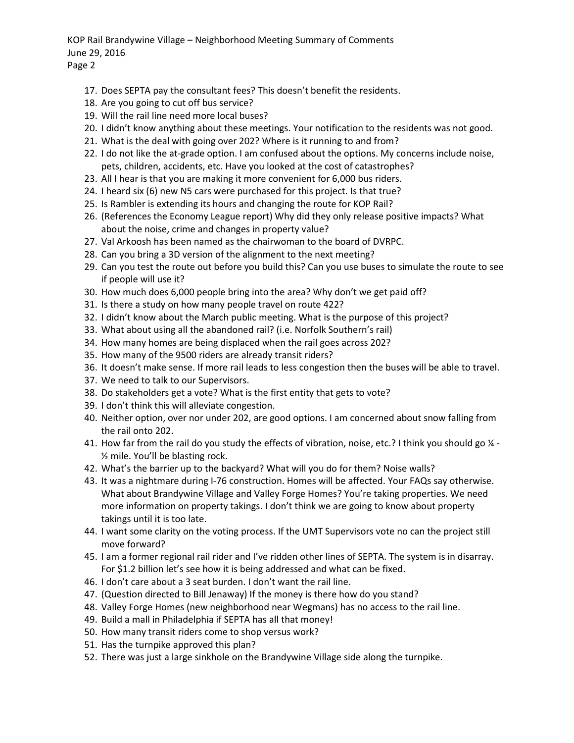17. Does SEPTA pay the consultant fees? This doesn't benefit the residents.
18. Are you going to cut off bus service?
19. Will the rail line need more local buses?
20. I didn't know anything about these meetings. Your notification to the residents was not good.
21. What is the deal with going over 202? Where is it running to and from?
22. I do not like the at-grade option. I am confused about the options. My concerns include noise, pets, children, accidents, etc. Have you looked at the cost of catastrophes?
23. All I hear is that you are making it more convenient for 6,000 bus riders.
24. I heard six (6) new N5 cars were purchased for this project. Is that true?
25. Is Rambler is extending its hours and changing the route for KOP Rail?
26. (References the Economy League report) Why did they only release positive impacts? What about the noise, crime and changes in property value?
27. Val Arkoosh has been named as the chairwoman to the board of DVRPC.
28. Can you bring a 3D version of the alignment to the next meeting?
29. Can you test the route out before you build this? Can you use buses to simulate the route to see if people will use it?
30. How much does 6,000 people bring into the area? Why don't we get paid off?
31. Is there a study on how many people travel on route 422?
32. I didn't know about the March public meeting. What is the purpose of this project?
33. What about using all the abandoned rail? (i.e. Norfolk Southern's rail)
34. How many homes are being displaced when the rail goes across 202?
35. How many of the 9500 riders are already transit riders?
36. It doesn't make sense. If more rail leads to less congestion then the buses will be able to travel.
37. We need to talk to our Supervisors.
38. Do stakeholders get a vote? What is the first entity that gets to vote?
39. I don't think this will alleviate congestion.
40. Neither option, over nor under 202, are good options. I am concerned about snow falling from the rail onto 202.
41. How far from the rail do you study the effects of vibration, noise, etc.? I think you should go ¼ - ½ mile. You'll be blasting rock.
42. What's the barrier up to the backyard? What will you do for them? Noise walls?
43. It was a nightmare during I-76 construction. Homes will be affected. Your FAQs say otherwise. What about Brandywine Village and Valley Forge Homes? You're taking properties. We need more information on property takings. I don't think we are going to know about property takings until it is too late.
44. I want some clarity on the voting process. If the UMT Supervisors vote no can the project still move forward?
45. I am a former regional rail rider and I've ridden other lines of SEPTA. The system is in disarray. For $1.2 billion let's see how it is being addressed and what can be fixed.
46. I don't care about a 3 seat burden. I don't want the rail line.
47. (Question directed to Bill Jenaway) If the money is there how do you stand?
48. Valley Forge Homes (new neighborhood near Wegmans) has no access to the rail line.
49. Build a mall in Philadelphia if SEPTA has all that money!
50. How many transit riders come to shop versus work?
51. Has the turnpike approved this plan?
52. There was just a large sinkhole on the Brandywine Village side along the turnpike.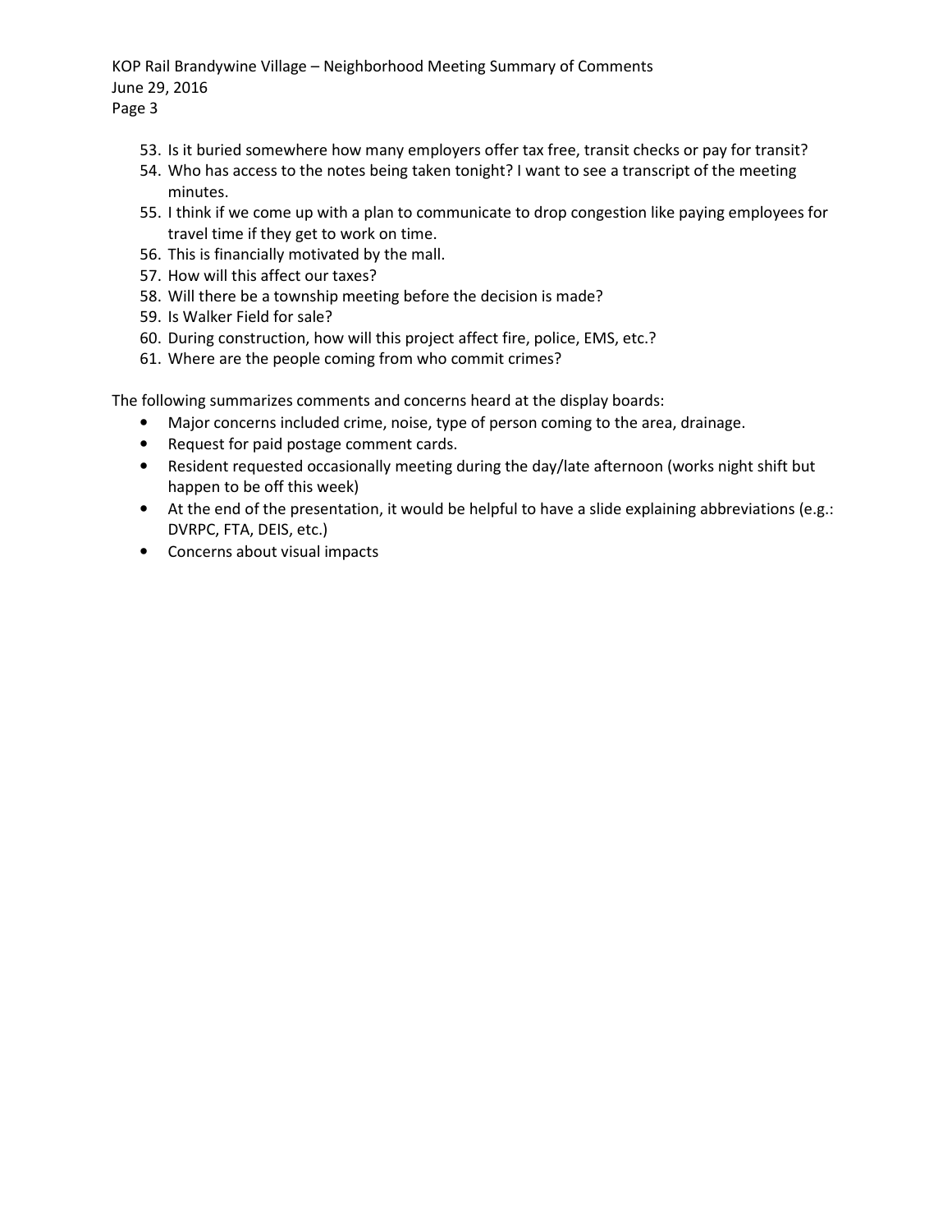53. Is it buried somewhere how many employers offer tax free, transit checks or pay for transit?
54. Who has access to the notes being taken tonight? I want to see a transcript of the meeting minutes.
55. I think if we come up with a plan to communicate to drop congestion like paying employees for travel time if they get to work on time.
56. This is financially motivated by the mall.
57. How will this affect our taxes?
58. Will there be a township meeting before the decision is made?
59. Is Walker Field for sale?
60. During construction, how will this project affect fire, police, EMS, etc.?
61. Where are the people coming from who commit crimes?

The following summarizes comments and concerns heard at the display boards:

- Major concerns included crime, noise, type of person coming to the area, drainage.
- Request for paid postage comment cards.
- Resident requested occasionally meeting during the day/late afternoon (works night shift but happen to be off this week)
- At the end of the presentation, it would be helpful to have a slide explaining abbreviations (e.g.: DVRPC, FTA, DEIS, etc.)
- Concerns about visual impacts